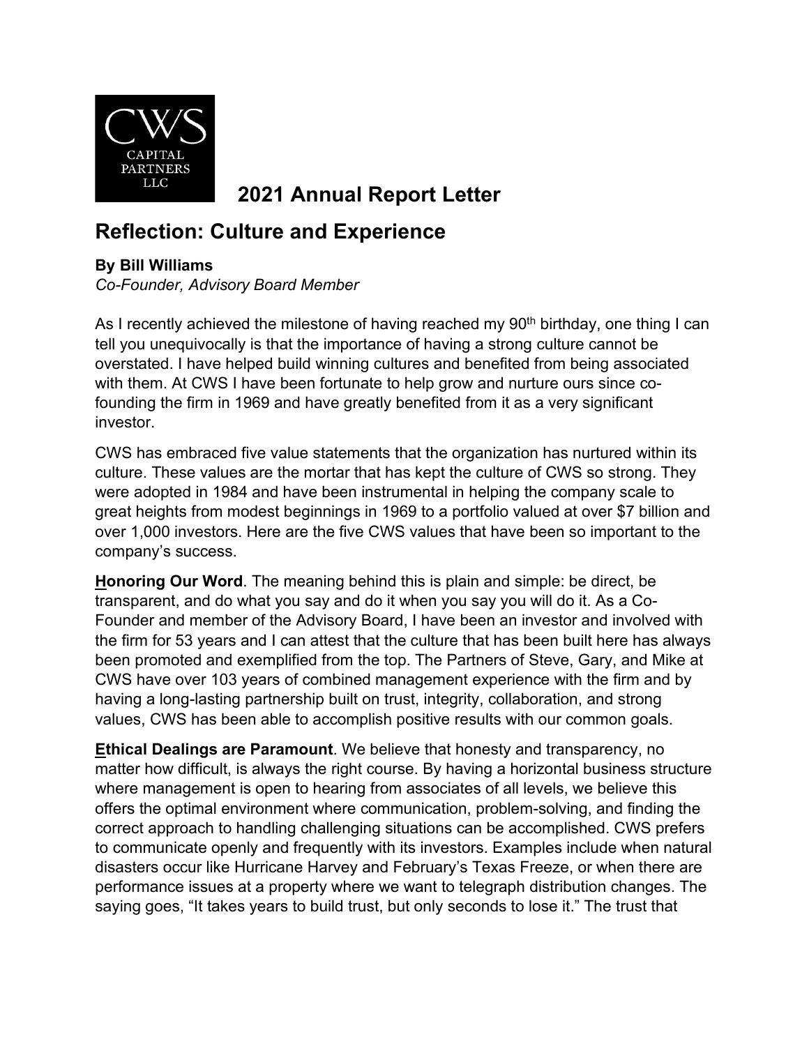# 2021 Annual Report Letter

## Reflection: Culture and Experience

**By Bill Williams**
*Co-Founder, Advisory Board Member*

As I recently achieved the milestone of having reached my 90th birthday, one thing I can tell you unequivocally is that the importance of having a strong culture cannot be overstated. I have helped build winning cultures and benefited from being associated with them. At CWS I have been fortunate to help grow and nurture ours since co-founding the firm in 1969 and have greatly benefited from it as a very significant investor.

CWS has embraced five value statements that the organization has nurtured within its culture. These values are the mortar that has kept the culture of CWS so strong. They were adopted in 1984 and have been instrumental in helping the company scale to great heights from modest beginnings in 1969 to a portfolio valued at over $7 billion and over 1,000 investors. Here are the five CWS values that have been so important to the company's success.

**Honoring Our Word**. The meaning behind this is plain and simple: be direct, be transparent, and do what you say and do it when you say you will do it. As a Co-Founder and member of the Advisory Board, I have been an investor and involved with the firm for 53 years and I can attest that the culture that has been built here has always been promoted and exemplified from the top. The Partners of Steve, Gary, and Mike at CWS have over 103 years of combined management experience with the firm and by having a long-lasting partnership built on trust, integrity, collaboration, and strong values, CWS has been able to accomplish positive results with our common goals.

**Ethical Dealings are Paramount**. We believe that honesty and transparency, no matter how difficult, is always the right course. By having a horizontal business structure where management is open to hearing from associates of all levels, we believe this offers the optimal environment where communication, problem-solving, and finding the correct approach to handling challenging situations can be accomplished. CWS prefers to communicate openly and frequently with its investors. Examples include when natural disasters occur like Hurricane Harvey and February's Texas Freeze, or when there are performance issues at a property where we want to telegraph distribution changes. The saying goes, "It takes years to build trust, but only seconds to lose it." The trust that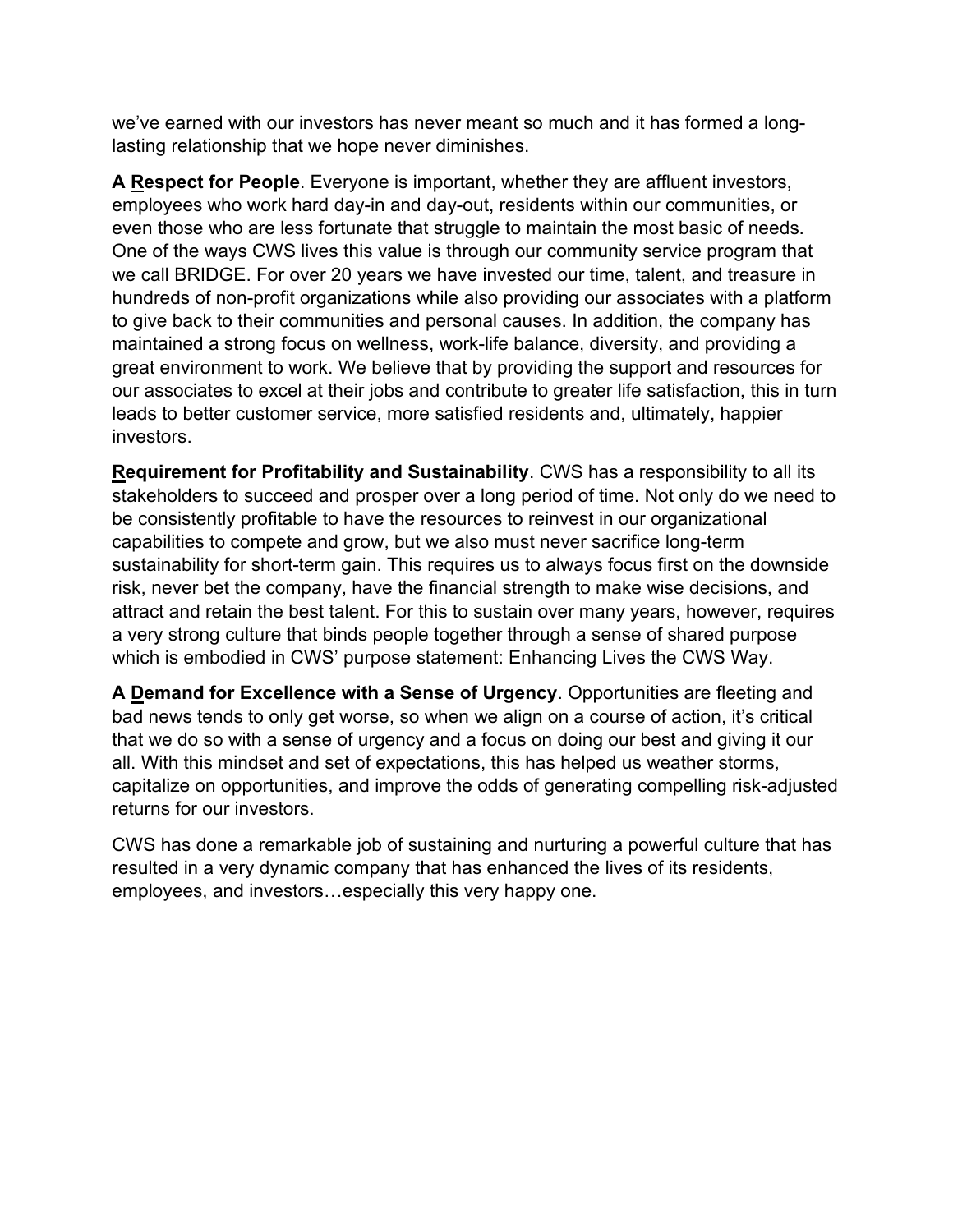we've earned with our investors has never meant so much and it has formed a long-lasting relationship that we hope never diminishes.

**A <u>R</u>espect for People**. Everyone is important, whether they are affluent investors, employees who work hard day-in and day-out, residents within our communities, or even those who are less fortunate that struggle to maintain the most basic of needs. One of the ways CWS lives this value is through our community service program that we call BRIDGE. For over 20 years we have invested our time, talent, and treasure in hundreds of non-profit organizations while also providing our associates with a platform to give back to their communities and personal causes. In addition, the company has maintained a strong focus on wellness, work-life balance, diversity, and providing a great environment to work. We believe that by providing the support and resources for our associates to excel at their jobs and contribute to greater life satisfaction, this in turn leads to better customer service, more satisfied residents and, ultimately, happier investors.

**<u>R</u>equirement for Profitability and Sustainability**. CWS has a responsibility to all its stakeholders to succeed and prosper over a long period of time. Not only do we need to be consistently profitable to have the resources to reinvest in our organizational capabilities to compete and grow, but we also must never sacrifice long-term sustainability for short-term gain. This requires us to always focus first on the downside risk, never bet the company, have the financial strength to make wise decisions, and attract and retain the best talent. For this to sustain over many years, however, requires a very strong culture that binds people together through a sense of shared purpose which is embodied in CWS' purpose statement: Enhancing Lives the CWS Way.

**A <u>D</u>emand for Excellence with a Sense of Urgency**. Opportunities are fleeting and bad news tends to only get worse, so when we align on a course of action, it's critical that we do so with a sense of urgency and a focus on doing our best and giving it our all. With this mindset and set of expectations, this has helped us weather storms, capitalize on opportunities, and improve the odds of generating compelling risk-adjusted returns for our investors.

CWS has done a remarkable job of sustaining and nurturing a powerful culture that has resulted in a very dynamic company that has enhanced the lives of its residents, employees, and investors…especially this very happy one.